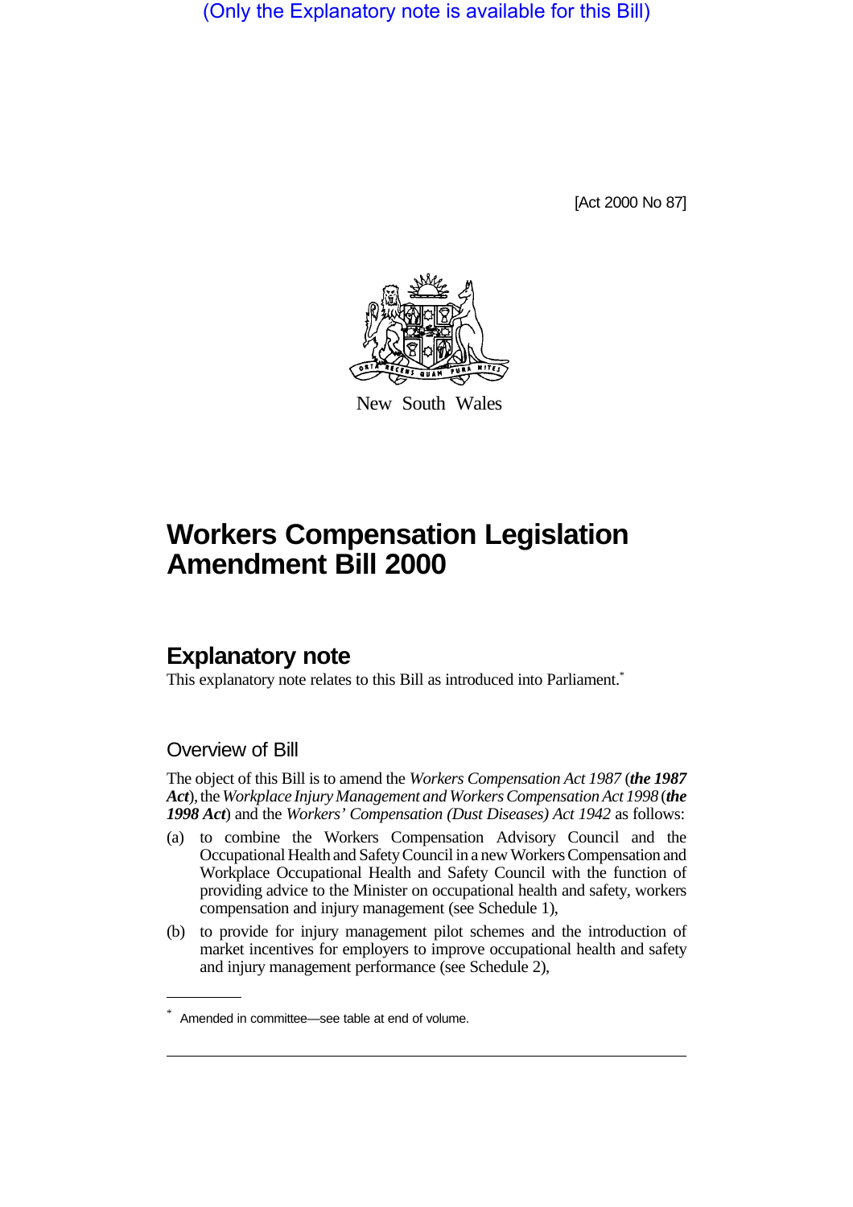(Only the Explanatory note is available for this Bill)

[Act 2000 No 87]

New South Wales

# Workers Compensation Legislation Amendment Bill 2000

## Explanatory note

This explanatory note relates to this Bill as introduced into Parliament.*

### Overview of Bill

The object of this Bill is to amend the *Workers Compensation Act 1987* (***the 1987 Act***), the *Workplace Injury Management and Workers Compensation Act 1998* (***the 1998 Act***) and the *Workers' Compensation (Dust Diseases) Act 1942* as follows:

(a) to combine the Workers Compensation Advisory Council and the Occupational Health and Safety Council in a new Workers Compensation and Workplace Occupational Health and Safety Council with the function of providing advice to the Minister on occupational health and safety, workers compensation and injury management (see Schedule 1),

(b) to provide for injury management pilot schemes and the introduction of market incentives for employers to improve occupational health and safety and injury management performance (see Schedule 2),

* Amended in committee—see table at end of volume.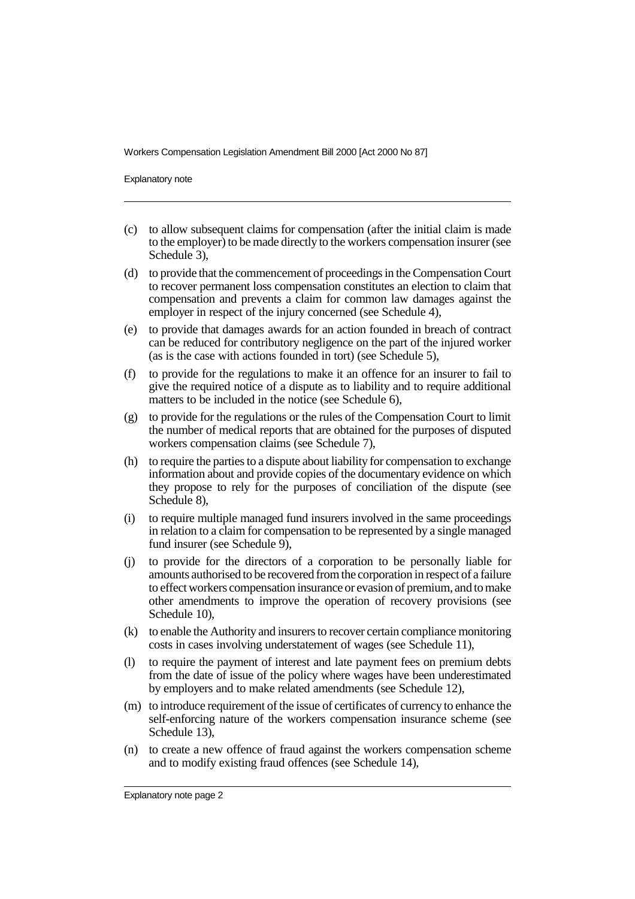- (c) to allow subsequent claims for compensation (after the initial claim is made to the employer) to be made directly to the workers compensation insurer (see Schedule 3),
- (d) to provide that the commencement of proceedings in the Compensation Court to recover permanent loss compensation constitutes an election to claim that compensation and prevents a claim for common law damages against the employer in respect of the injury concerned (see Schedule 4),
- (e) to provide that damages awards for an action founded in breach of contract can be reduced for contributory negligence on the part of the injured worker (as is the case with actions founded in tort) (see Schedule 5),
- (f) to provide for the regulations to make it an offence for an insurer to fail to give the required notice of a dispute as to liability and to require additional matters to be included in the notice (see Schedule 6),
- (g) to provide for the regulations or the rules of the Compensation Court to limit the number of medical reports that are obtained for the purposes of disputed workers compensation claims (see Schedule 7),
- (h) to require the parties to a dispute about liability for compensation to exchange information about and provide copies of the documentary evidence on which they propose to rely for the purposes of conciliation of the dispute (see Schedule 8),
- (i) to require multiple managed fund insurers involved in the same proceedings in relation to a claim for compensation to be represented by a single managed fund insurer (see Schedule 9),
- (j) to provide for the directors of a corporation to be personally liable for amounts authorised to be recovered from the corporation in respect of a failure to effect workers compensation insurance or evasion of premium, and to make other amendments to improve the operation of recovery provisions (see Schedule 10),
- (k) to enable the Authority and insurers to recover certain compliance monitoring costs in cases involving understatement of wages (see Schedule 11),
- (l) to require the payment of interest and late payment fees on premium debts from the date of issue of the policy where wages have been underestimated by employers and to make related amendments (see Schedule 12),
- (m) to introduce requirement of the issue of certificates of currency to enhance the self-enforcing nature of the workers compensation insurance scheme (see Schedule 13),
- (n) to create a new offence of fraud against the workers compensation scheme and to modify existing fraud offences (see Schedule 14),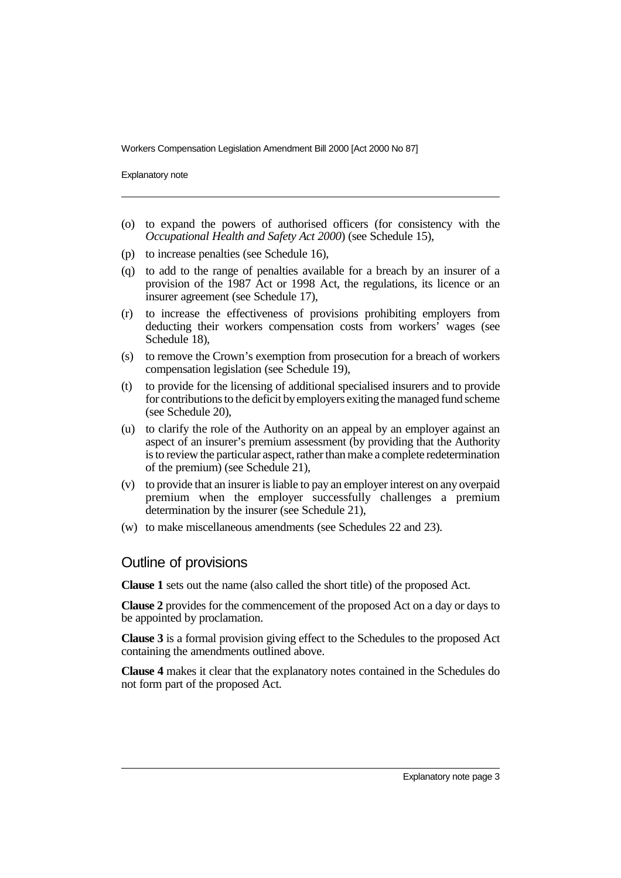(o) to expand the powers of authorised officers (for consistency with the *Occupational Health and Safety Act 2000*) (see Schedule 15),

(p) to increase penalties (see Schedule 16),

(q) to add to the range of penalties available for a breach by an insurer of a provision of the 1987 Act or 1998 Act, the regulations, its licence or an insurer agreement (see Schedule 17),

(r) to increase the effectiveness of provisions prohibiting employers from deducting their workers compensation costs from workers' wages (see Schedule 18),

(s) to remove the Crown's exemption from prosecution for a breach of workers compensation legislation (see Schedule 19),

(t) to provide for the licensing of additional specialised insurers and to provide for contributions to the deficit by employers exiting the managed fund scheme (see Schedule 20),

(u) to clarify the role of the Authority on an appeal by an employer against an aspect of an insurer's premium assessment (by providing that the Authority is to review the particular aspect, rather than make a complete redetermination of the premium) (see Schedule 21),

(v) to provide that an insurer is liable to pay an employer interest on any overpaid premium when the employer successfully challenges a premium determination by the insurer (see Schedule 21),

(w) to make miscellaneous amendments (see Schedules 22 and 23).

## Outline of provisions

**Clause 1** sets out the name (also called the short title) of the proposed Act.

**Clause 2** provides for the commencement of the proposed Act on a day or days to be appointed by proclamation.

**Clause 3** is a formal provision giving effect to the Schedules to the proposed Act containing the amendments outlined above.

**Clause 4** makes it clear that the explanatory notes contained in the Schedules do not form part of the proposed Act.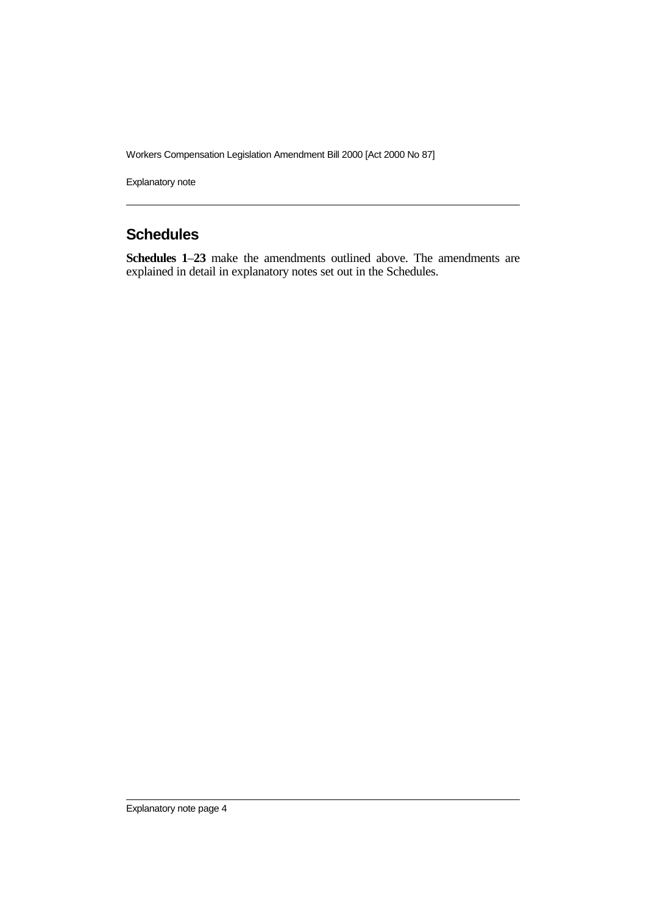## Schedules

**Schedules 1**–**23** make the amendments outlined above. The amendments are explained in detail in explanatory notes set out in the Schedules.